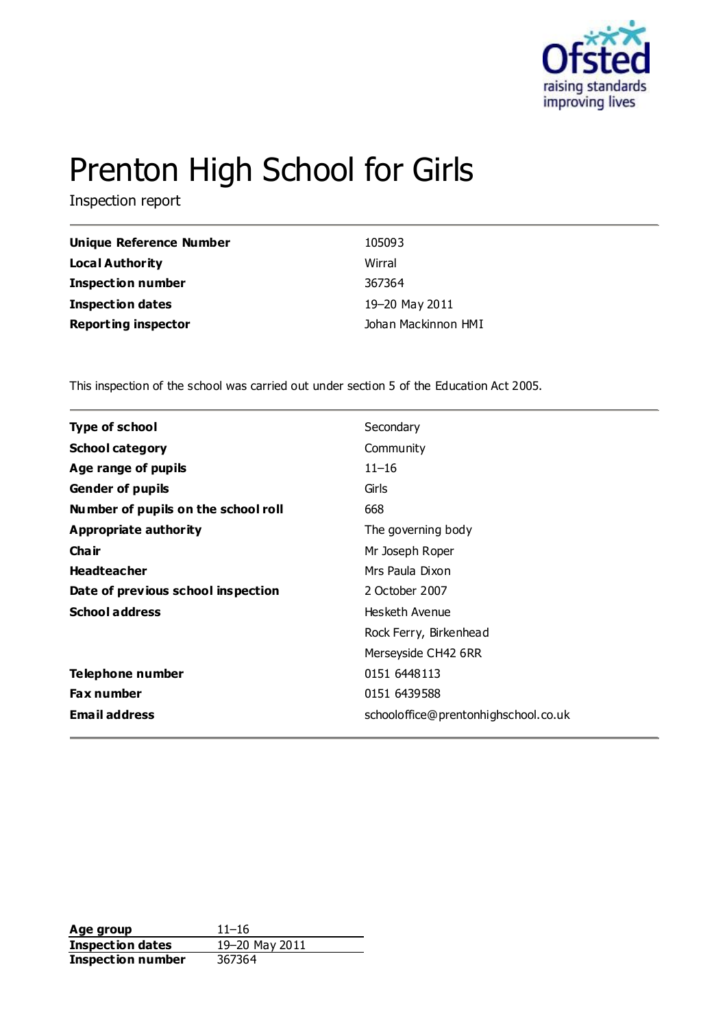# Prenton High School for Girls

Inspection report

| | |
|---|---|
| **Unique Reference Number** | 105093 |
| **Local Authority** | Wirral |
| **Inspection number** | 367364 |
| **Inspection dates** | 19–20 May 2011 |
| **Reporting inspector** | Johan Mackinnon HMI |

This inspection of the school was carried out under section 5 of the Education Act 2005.

| | |
|---|---|
| **Type of school** | Secondary |
| **School category** | Community |
| **Age range of pupils** | 11–16 |
| **Gender of pupils** | Girls |
| **Number of pupils on the school roll** | 668 |
| **Appropriate authority** | The governing body |
| **Chair** | Mr Joseph Roper |
| **Headteacher** | Mrs Paula Dixon |
| **Date of previous school inspection** | 2 October 2007 |
| **School address** | Hesketh Avenue<br>Rock Ferry, Birkenhead<br>Merseyside CH42 6RR |
| **Telephone number** | 0151 6448113 |
| **Fax number** | 0151 6439588 |
| **Email address** | schooloffice@prentonhighschool.co.uk |

| | |
|---|---|
| **Age group** | 11–16 |
| **Inspection dates** | 19–20 May 2011 |
| **Inspection number** | 367364 |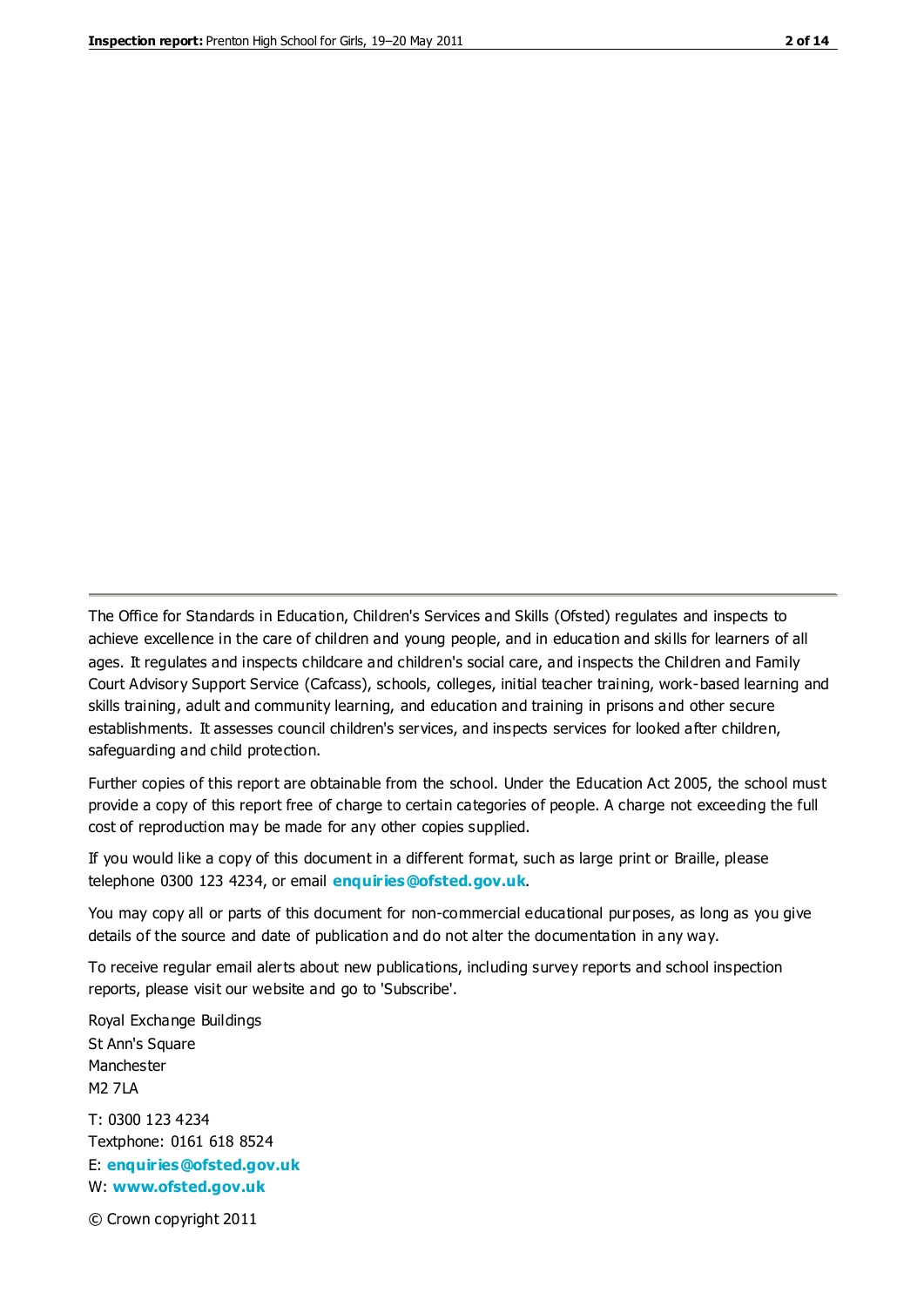The Office for Standards in Education, Children's Services and Skills (Ofsted) regulates and inspects to achieve excellence in the care of children and young people, and in education and skills for learners of all ages. It regulates and inspects childcare and children's social care, and inspects the Children and Family Court Advisory Support Service (Cafcass), schools, colleges, initial teacher training, work-based learning and skills training, adult and community learning, and education and training in prisons and other secure establishments. It assesses council children's services, and inspects services for looked after children, safeguarding and child protection.

Further copies of this report are obtainable from the school. Under the Education Act 2005, the school must provide a copy of this report free of charge to certain categories of people. A charge not exceeding the full cost of reproduction may be made for any other copies supplied.

If you would like a copy of this document in a different format, such as large print or Braille, please telephone 0300 123 4234, or email **enquiries@ofsted.gov.uk**.

You may copy all or parts of this document for non-commercial educational purposes, as long as you give details of the source and date of publication and do not alter the documentation in any way.

To receive regular email alerts about new publications, including survey reports and school inspection reports, please visit our website and go to 'Subscribe'.

Royal Exchange Buildings
St Ann's Square
Manchester
M2 7LA

T: 0300 123 4234
Textphone: 0161 618 8524
E: **enquiries@ofsted.gov.uk**
W: **www.ofsted.gov.uk**

© Crown copyright 2011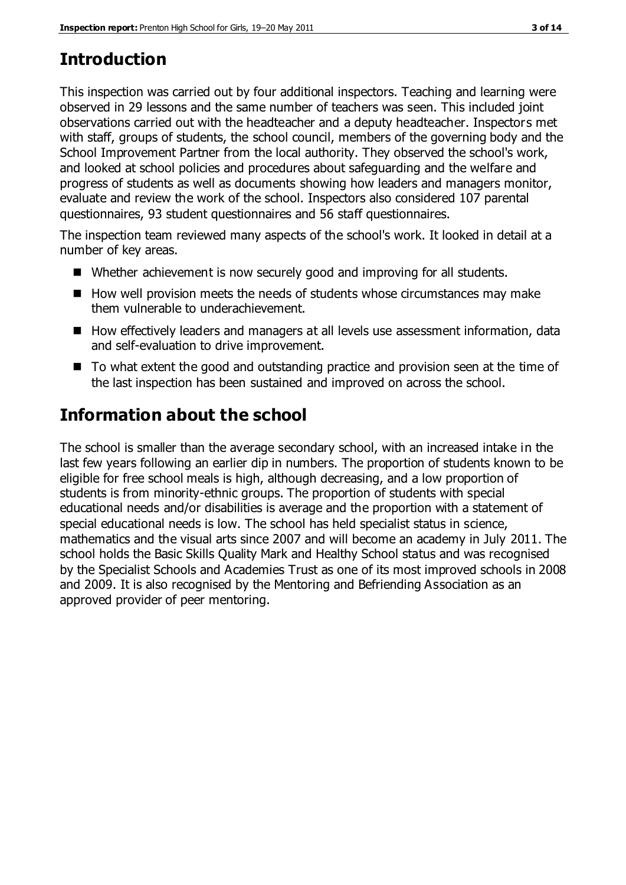## Introduction

This inspection was carried out by four additional inspectors. Teaching and learning were observed in 29 lessons and the same number of teachers was seen. This included joint observations carried out with the headteacher and a deputy headteacher. Inspectors met with staff, groups of students, the school council, members of the governing body and the School Improvement Partner from the local authority. They observed the school's work, and looked at school policies and procedures about safeguarding and the welfare and progress of students as well as documents showing how leaders and managers monitor, evaluate and review the work of the school. Inspectors also considered 107 parental questionnaires, 93 student questionnaires and 56 staff questionnaires.

The inspection team reviewed many aspects of the school's work. It looked in detail at a number of key areas.

- Whether achievement is now securely good and improving for all students.
- How well provision meets the needs of students whose circumstances may make them vulnerable to underachievement.
- How effectively leaders and managers at all levels use assessment information, data and self-evaluation to drive improvement.
- To what extent the good and outstanding practice and provision seen at the time of the last inspection has been sustained and improved on across the school.

## Information about the school

The school is smaller than the average secondary school, with an increased intake in the last few years following an earlier dip in numbers. The proportion of students known to be eligible for free school meals is high, although decreasing, and a low proportion of students is from minority-ethnic groups. The proportion of students with special educational needs and/or disabilities is average and the proportion with a statement of special educational needs is low. The school has held specialist status in science, mathematics and the visual arts since 2007 and will become an academy in July 2011. The school holds the Basic Skills Quality Mark and Healthy School status and was recognised by the Specialist Schools and Academies Trust as one of its most improved schools in 2008 and 2009. It is also recognised by the Mentoring and Befriending Association as an approved provider of peer mentoring.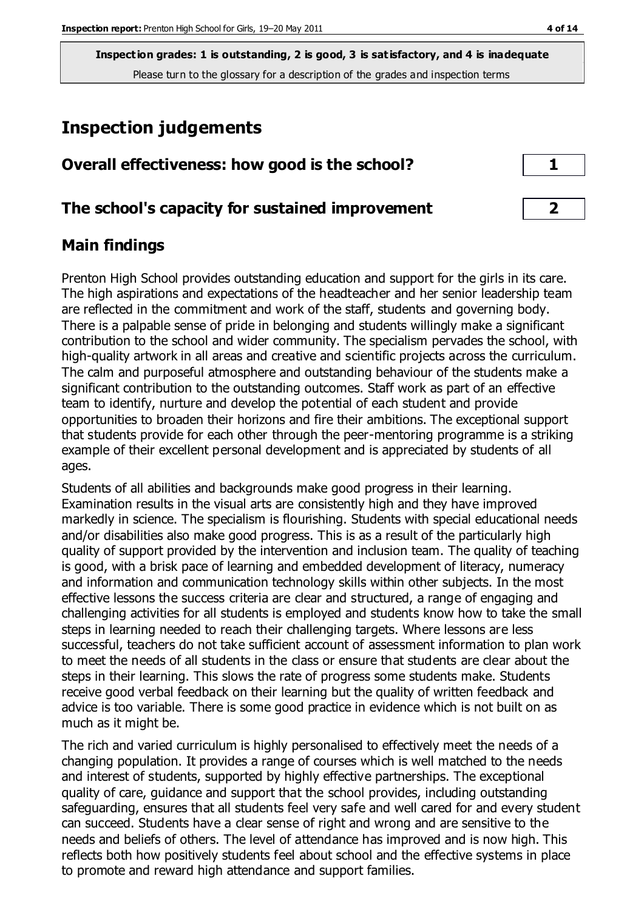**Inspection grades: 1 is outstanding, 2 is good, 3 is satisfactory, and 4 is inadequate**
Please turn to the glossary for a description of the grades and inspection terms

# Inspection judgements

| Overall effectiveness: how good is the school? | 1 |
|---|---|
| The school's capacity for sustained improvement | 2 |

## Main findings

Prenton High School provides outstanding education and support for the girls in its care. The high aspirations and expectations of the headteacher and her senior leadership team are reflected in the commitment and work of the staff, students and governing body. There is a palpable sense of pride in belonging and students willingly make a significant contribution to the school and wider community. The specialism pervades the school, with high-quality artwork in all areas and creative and scientific projects across the curriculum. The calm and purposeful atmosphere and outstanding behaviour of the students make a significant contribution to the outstanding outcomes. Staff work as part of an effective team to identify, nurture and develop the potential of each student and provide opportunities to broaden their horizons and fire their ambitions. The exceptional support that students provide for each other through the peer-mentoring programme is a striking example of their excellent personal development and is appreciated by students of all ages.

Students of all abilities and backgrounds make good progress in their learning. Examination results in the visual arts are consistently high and they have improved markedly in science. The specialism is flourishing. Students with special educational needs and/or disabilities also make good progress. This is as a result of the particularly high quality of support provided by the intervention and inclusion team. The quality of teaching is good, with a brisk pace of learning and embedded development of literacy, numeracy and information and communication technology skills within other subjects. In the most effective lessons the success criteria are clear and structured, a range of engaging and challenging activities for all students is employed and students know how to take the small steps in learning needed to reach their challenging targets. Where lessons are less successful, teachers do not take sufficient account of assessment information to plan work to meet the needs of all students in the class or ensure that students are clear about the steps in their learning. This slows the rate of progress some students make. Students receive good verbal feedback on their learning but the quality of written feedback and advice is too variable. There is some good practice in evidence which is not built on as much as it might be.

The rich and varied curriculum is highly personalised to effectively meet the needs of a changing population. It provides a range of courses which is well matched to the needs and interest of students, supported by highly effective partnerships. The exceptional quality of care, guidance and support that the school provides, including outstanding safeguarding, ensures that all students feel very safe and well cared for and every student can succeed. Students have a clear sense of right and wrong and are sensitive to the needs and beliefs of others. The level of attendance has improved and is now high. This reflects both how positively students feel about school and the effective systems in place to promote and reward high attendance and support families.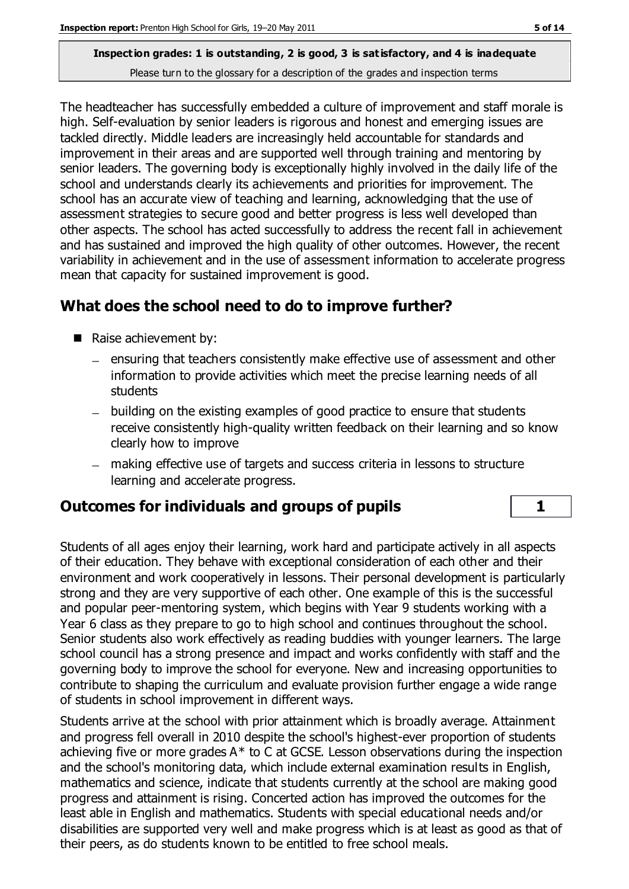**Inspection grades: 1 is outstanding, 2 is good, 3 is satisfactory, and 4 is inadequate**
Please turn to the glossary for a description of the grades and inspection terms

The headteacher has successfully embedded a culture of improvement and staff morale is high. Self-evaluation by senior leaders is rigorous and honest and emerging issues are tackled directly. Middle leaders are increasingly held accountable for standards and improvement in their areas and are supported well through training and mentoring by senior leaders. The governing body is exceptionally highly involved in the daily life of the school and understands clearly its achievements and priorities for improvement. The school has an accurate view of teaching and learning, acknowledging that the use of assessment strategies to secure good and better progress is less well developed than other aspects. The school has acted successfully to address the recent fall in achievement and has sustained and improved the high quality of other outcomes. However, the recent variability in achievement and in the use of assessment information to accelerate progress mean that capacity for sustained improvement is good.

## What does the school need to do to improve further?

- Raise achievement by:
  - ensuring that teachers consistently make effective use of assessment and other information to provide activities which meet the precise learning needs of all students
  - building on the existing examples of good practice to ensure that students receive consistently high-quality written feedback on their learning and so know clearly how to improve
  - making effective use of targets and success criteria in lessons to structure learning and accelerate progress.

## Outcomes for individuals and groups of pupils | 1

Students of all ages enjoy their learning, work hard and participate actively in all aspects of their education. They behave with exceptional consideration of each other and their environment and work cooperatively in lessons. Their personal development is particularly strong and they are very supportive of each other. One example of this is the successful and popular peer-mentoring system, which begins with Year 9 students working with a Year 6 class as they prepare to go to high school and continues throughout the school. Senior students also work effectively as reading buddies with younger learners. The large school council has a strong presence and impact and works confidently with staff and the governing body to improve the school for everyone. New and increasing opportunities to contribute to shaping the curriculum and evaluate provision further engage a wide range of students in school improvement in different ways.

Students arrive at the school with prior attainment which is broadly average. Attainment and progress fell overall in 2010 despite the school's highest-ever proportion of students achieving five or more grades A* to C at GCSE. Lesson observations during the inspection and the school's monitoring data, which include external examination results in English, mathematics and science, indicate that students currently at the school are making good progress and attainment is rising. Concerted action has improved the outcomes for the least able in English and mathematics. Students with special educational needs and/or disabilities are supported very well and make progress which is at least as good as that of their peers, as do students known to be entitled to free school meals.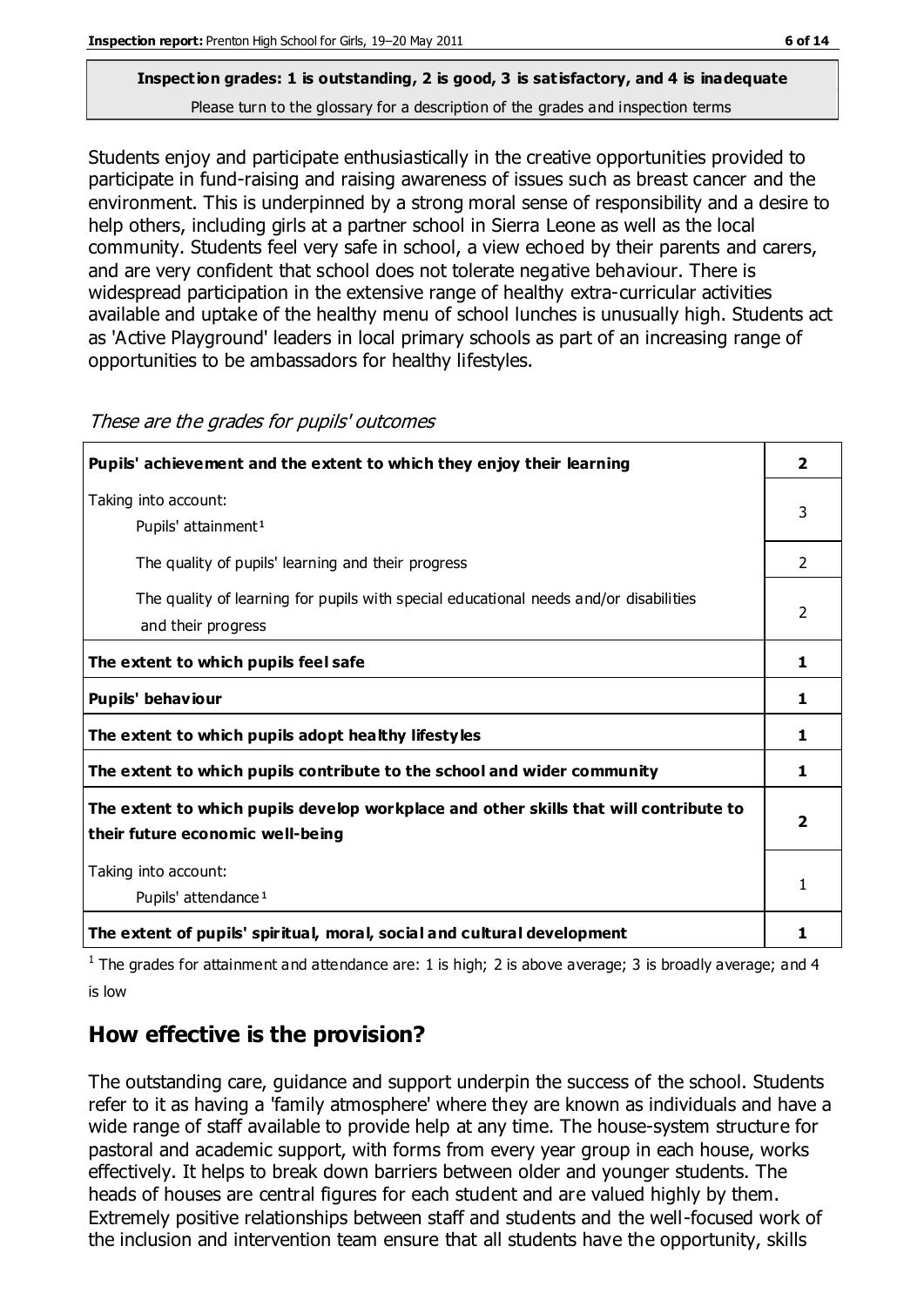**Inspection grades: 1 is outstanding, 2 is good, 3 is satisfactory, and 4 is inadequate**
Please turn to the glossary for a description of the grades and inspection terms

Students enjoy and participate enthusiastically in the creative opportunities provided to participate in fund-raising and raising awareness of issues such as breast cancer and the environment. This is underpinned by a strong moral sense of responsibility and a desire to help others, including girls at a partner school in Sierra Leone as well as the local community. Students feel very safe in school, a view echoed by their parents and carers, and are very confident that school does not tolerate negative behaviour. There is widespread participation in the extensive range of healthy extra-curricular activities available and uptake of the healthy menu of school lunches is unusually high. Students act as 'Active Playground' leaders in local primary schools as part of an increasing range of opportunities to be ambassadors for healthy lifestyles.

*These are the grades for pupils' outcomes*

| | |
|---|---|
| **Pupils' achievement and the extent to which they enjoy their learning** | **2** |
| Taking into account: Pupils' attainment[1] | 3 |
| The quality of pupils' learning and their progress | 2 |
| The quality of learning for pupils with special educational needs and/or disabilities and their progress | 2 |
| **The extent to which pupils feel safe** | **1** |
| **Pupils' behaviour** | **1** |
| **The extent to which pupils adopt healthy lifestyles** | **1** |
| **The extent to which pupils contribute to the school and wider community** | **1** |
| **The extent to which pupils develop workplace and other skills that will contribute to their future economic well-being** | **2** |
| Taking into account: Pupils' attendance[1] | 1 |
| **The extent of pupils' spiritual, moral, social and cultural development** | **1** |

[1] The grades for attainment and attendance are: 1 is high; 2 is above average; 3 is broadly average; and 4 is low

## How effective is the provision?

The outstanding care, guidance and support underpin the success of the school. Students refer to it as having a 'family atmosphere' where they are known as individuals and have a wide range of staff available to provide help at any time. The house-system structure for pastoral and academic support, with forms from every year group in each house, works effectively. It helps to break down barriers between older and younger students. The heads of houses are central figures for each student and are valued highly by them. Extremely positive relationships between staff and students and the well-focused work of the inclusion and intervention team ensure that all students have the opportunity, skills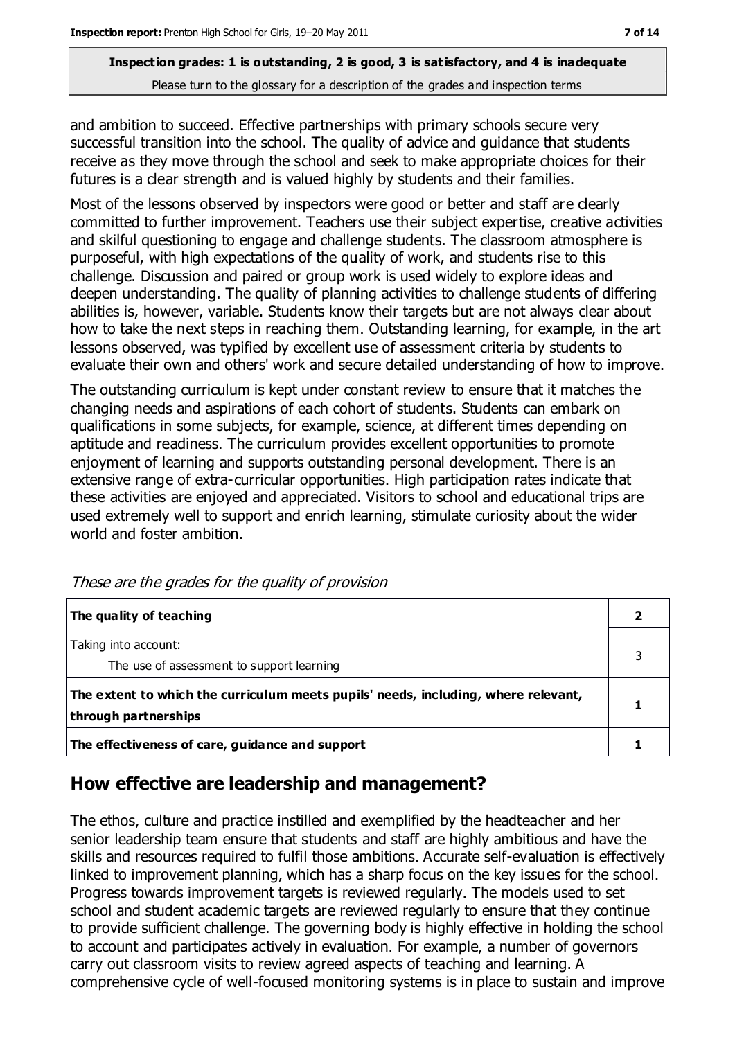and ambition to succeed. Effective partnerships with primary schools secure very successful transition into the school. The quality of advice and guidance that students receive as they move through the school and seek to make appropriate choices for their futures is a clear strength and is valued highly by students and their families.

Most of the lessons observed by inspectors were good or better and staff are clearly committed to further improvement. Teachers use their subject expertise, creative activities and skilful questioning to engage and challenge students. The classroom atmosphere is purposeful, with high expectations of the quality of work, and students rise to this challenge. Discussion and paired or group work is used widely to explore ideas and deepen understanding. The quality of planning activities to challenge students of differing abilities is, however, variable. Students know their targets but are not always clear about how to take the next steps in reaching them. Outstanding learning, for example, in the art lessons observed, was typified by excellent use of assessment criteria by students to evaluate their own and others' work and secure detailed understanding of how to improve.

The outstanding curriculum is kept under constant review to ensure that it matches the changing needs and aspirations of each cohort of students. Students can embark on qualifications in some subjects, for example, science, at different times depending on aptitude and readiness. The curriculum provides excellent opportunities to promote enjoyment of learning and supports outstanding personal development. There is an extensive range of extra-curricular opportunities. High participation rates indicate that these activities are enjoyed and appreciated. Visitors to school and educational trips are used extremely well to support and enrich learning, stimulate curiosity about the wider world and foster ambition.

*These are the grades for the quality of provision*

| | |
|---|---|
| **The quality of teaching** | **2** |
| Taking into account:<br>The use of assessment to support learning | 3 |
| **The extent to which the curriculum meets pupils' needs, including, where relevant, through partnerships** | **1** |
| **The effectiveness of care, guidance and support** | **1** |

## How effective are leadership and management?

The ethos, culture and practice instilled and exemplified by the headteacher and her senior leadership team ensure that students and staff are highly ambitious and have the skills and resources required to fulfil those ambitions. Accurate self-evaluation is effectively linked to improvement planning, which has a sharp focus on the key issues for the school. Progress towards improvement targets is reviewed regularly. The models used to set school and student academic targets are reviewed regularly to ensure that they continue to provide sufficient challenge. The governing body is highly effective in holding the school to account and participates actively in evaluation. For example, a number of governors carry out classroom visits to review agreed aspects of teaching and learning. A comprehensive cycle of well-focused monitoring systems is in place to sustain and improve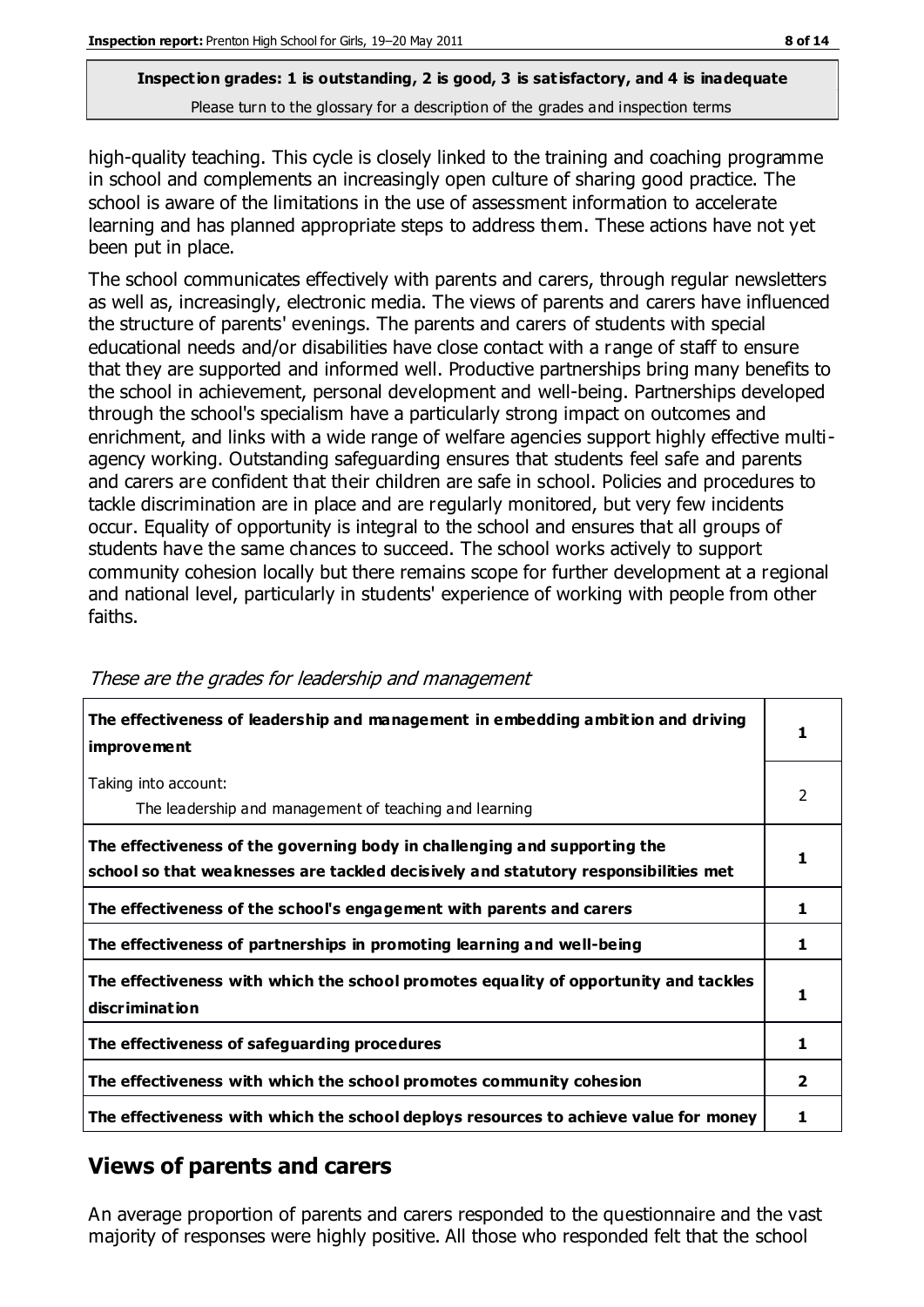**Inspection grades: 1 is outstanding, 2 is good, 3 is satisfactory, and 4 is inadequate**
Please turn to the glossary for a description of the grades and inspection terms

high-quality teaching. This cycle is closely linked to the training and coaching programme in school and complements an increasingly open culture of sharing good practice. The school is aware of the limitations in the use of assessment information to accelerate learning and has planned appropriate steps to address them. These actions have not yet been put in place.

The school communicates effectively with parents and carers, through regular newsletters as well as, increasingly, electronic media. The views of parents and carers have influenced the structure of parents' evenings. The parents and carers of students with special educational needs and/or disabilities have close contact with a range of staff to ensure that they are supported and informed well. Productive partnerships bring many benefits to the school in achievement, personal development and well-being. Partnerships developed through the school's specialism have a particularly strong impact on outcomes and enrichment, and links with a wide range of welfare agencies support highly effective multi-agency working. Outstanding safeguarding ensures that students feel safe and parents and carers are confident that their children are safe in school. Policies and procedures to tackle discrimination are in place and are regularly monitored, but very few incidents occur. Equality of opportunity is integral to the school and ensures that all groups of students have the same chances to succeed. The school works actively to support community cohesion locally but there remains scope for further development at a regional and national level, particularly in students' experience of working with people from other faiths.

*These are the grades for leadership and management*

| | |
|---|---|
| **The effectiveness of leadership and management in embedding ambition and driving improvement** | **1** |
| Taking into account: The leadership and management of teaching and learning | 2 |
| **The effectiveness of the governing body in challenging and supporting the school so that weaknesses are tackled decisively and statutory responsibilities met** | **1** |
| **The effectiveness of the school's engagement with parents and carers** | **1** |
| **The effectiveness of partnerships in promoting learning and well-being** | **1** |
| **The effectiveness with which the school promotes equality of opportunity and tackles discrimination** | **1** |
| **The effectiveness of safeguarding procedures** | **1** |
| **The effectiveness with which the school promotes community cohesion** | **2** |
| **The effectiveness with which the school deploys resources to achieve value for money** | **1** |

## Views of parents and carers

An average proportion of parents and carers responded to the questionnaire and the vast majority of responses were highly positive. All those who responded felt that the school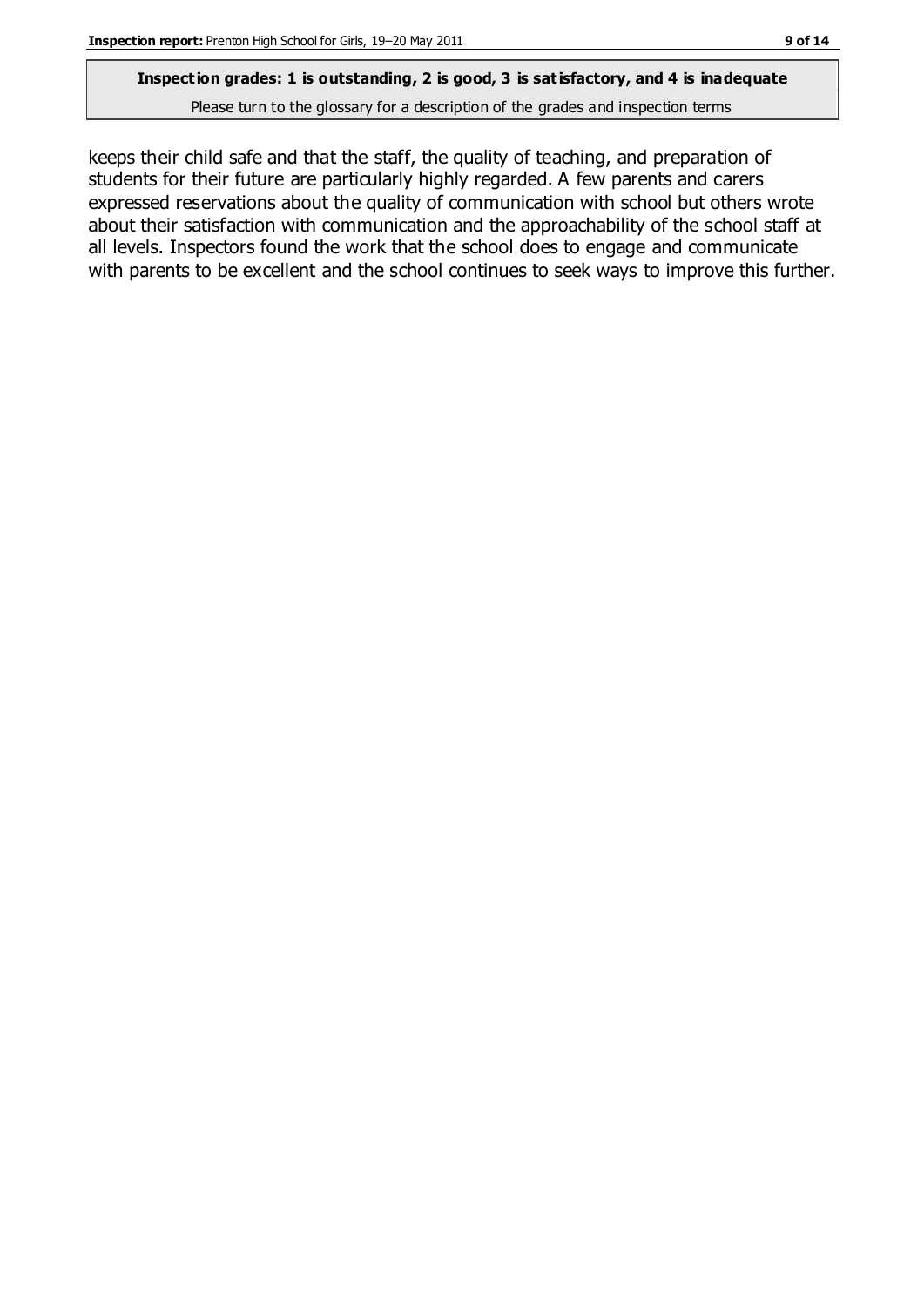**Inspection grades: 1 is outstanding, 2 is good, 3 is satisfactory, and 4 is inadequate**

Please turn to the glossary for a description of the grades and inspection terms

keeps their child safe and that the staff, the quality of teaching, and preparation of students for their future are particularly highly regarded. A few parents and carers expressed reservations about the quality of communication with school but others wrote about their satisfaction with communication and the approachability of the school staff at all levels. Inspectors found the work that the school does to engage and communicate with parents to be excellent and the school continues to seek ways to improve this further.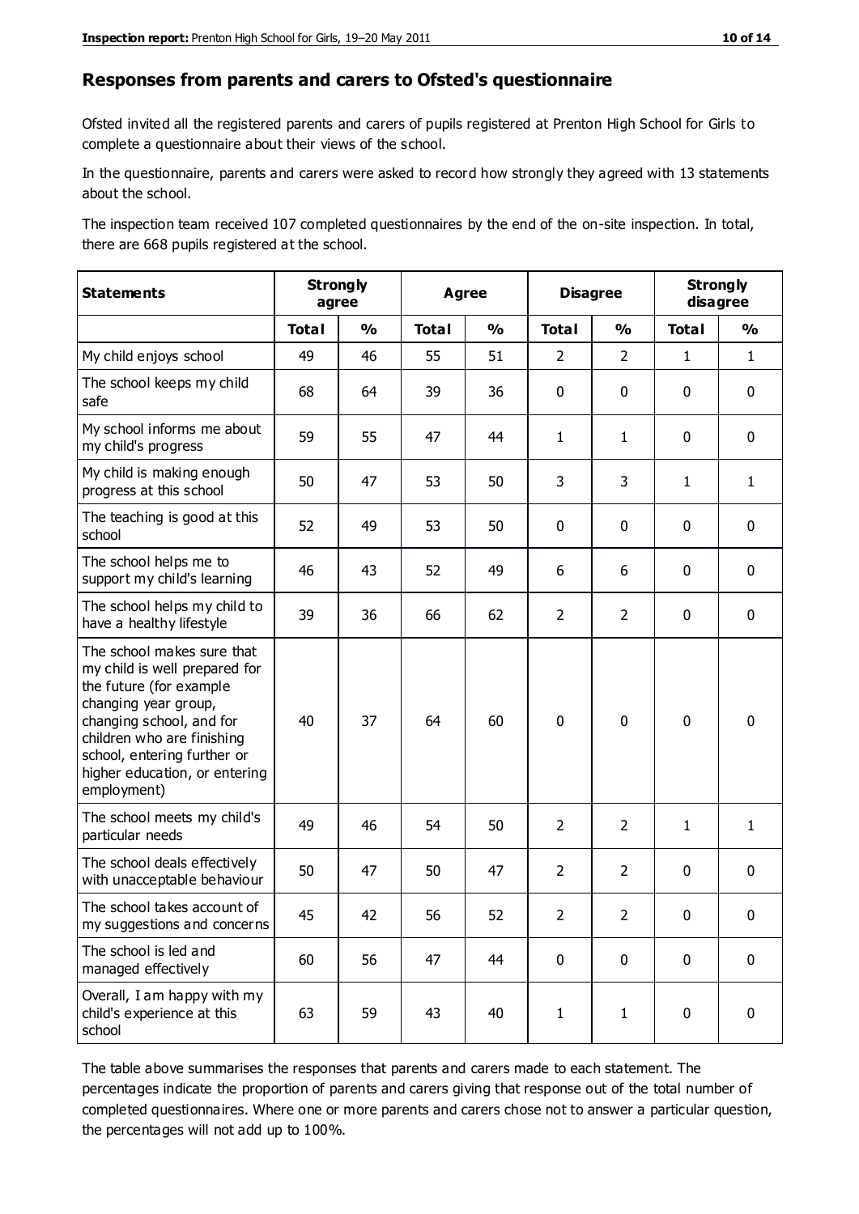## Responses from parents and carers to Ofsted's questionnaire

Ofsted invited all the registered parents and carers of pupils registered at Prenton High School for Girls to complete a questionnaire about their views of the school.

In the questionnaire, parents and carers were asked to record how strongly they agreed with 13 statements about the school.

The inspection team received 107 completed questionnaires by the end of the on-site inspection. In total, there are 668 pupils registered at the school.

| Statements | Strongly agree | | Agree | | Disagree | | Strongly disagree | |
|---|---|---|---|---|---|---|---|---|
| | Total | % | Total | % | Total | % | Total | % |
| My child enjoys school | 49 | 46 | 55 | 51 | 2 | 2 | 1 | 1 |
| The school keeps my child safe | 68 | 64 | 39 | 36 | 0 | 0 | 0 | 0 |
| My school informs me about my child's progress | 59 | 55 | 47 | 44 | 1 | 1 | 0 | 0 |
| My child is making enough progress at this school | 50 | 47 | 53 | 50 | 3 | 3 | 1 | 1 |
| The teaching is good at this school | 52 | 49 | 53 | 50 | 0 | 0 | 0 | 0 |
| The school helps me to support my child's learning | 46 | 43 | 52 | 49 | 6 | 6 | 0 | 0 |
| The school helps my child to have a healthy lifestyle | 39 | 36 | 66 | 62 | 2 | 2 | 0 | 0 |
| The school makes sure that my child is well prepared for the future (for example changing year group, changing school, and for children who are finishing school, entering further or higher education, or entering employment) | 40 | 37 | 64 | 60 | 0 | 0 | 0 | 0 |
| The school meets my child's particular needs | 49 | 46 | 54 | 50 | 2 | 2 | 1 | 1 |
| The school deals effectively with unacceptable behaviour | 50 | 47 | 50 | 47 | 2 | 2 | 0 | 0 |
| The school takes account of my suggestions and concerns | 45 | 42 | 56 | 52 | 2 | 2 | 0 | 0 |
| The school is led and managed effectively | 60 | 56 | 47 | 44 | 0 | 0 | 0 | 0 |
| Overall, I am happy with my child's experience at this school | 63 | 59 | 43 | 40 | 1 | 1 | 0 | 0 |

The table above summarises the responses that parents and carers made to each statement. The percentages indicate the proportion of parents and carers giving that response out of the total number of completed questionnaires. Where one or more parents and carers chose not to answer a particular question, the percentages will not add up to 100%.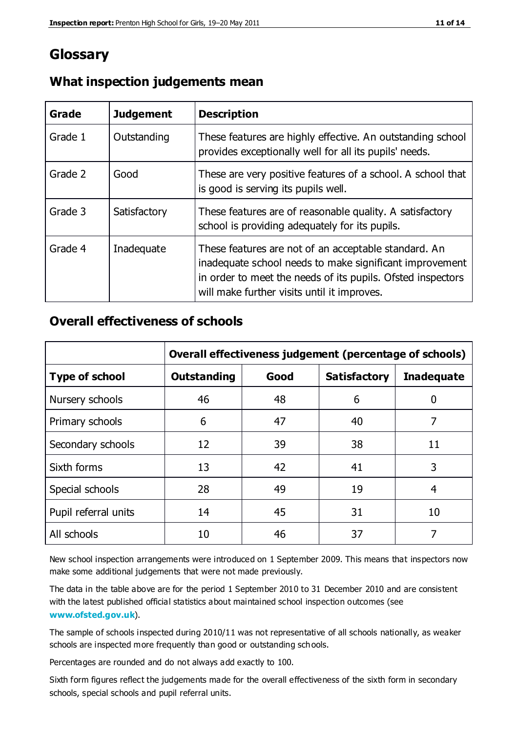# Glossary

## What inspection judgements mean

| Grade | Judgement | Description |
| --- | --- | --- |
| Grade 1 | Outstanding | These features are highly effective. An outstanding school provides exceptionally well for all its pupils' needs. |
| Grade 2 | Good | These are very positive features of a school. A school that is good is serving its pupils well. |
| Grade 3 | Satisfactory | These features are of reasonable quality. A satisfactory school is providing adequately for its pupils. |
| Grade 4 | Inadequate | These features are not of an acceptable standard. An inadequate school needs to make significant improvement in order to meet the needs of its pupils. Ofsted inspectors will make further visits until it improves. |

## Overall effectiveness of schools

| | Overall effectiveness judgement (percentage of schools) | | | |
| --- | --- | --- | --- | --- |
| **Type of school** | **Outstanding** | **Good** | **Satisfactory** | **Inadequate** |
| Nursery schools | 46 | 48 | 6 | 0 |
| Primary schools | 6 | 47 | 40 | 7 |
| Secondary schools | 12 | 39 | 38 | 11 |
| Sixth forms | 13 | 42 | 41 | 3 |
| Special schools | 28 | 49 | 19 | 4 |
| Pupil referral units | 14 | 45 | 31 | 10 |
| All schools | 10 | 46 | 37 | 7 |

New school inspection arrangements were introduced on 1 September 2009. This means that inspectors now make some additional judgements that were not made previously.

The data in the table above are for the period 1 September 2010 to 31 December 2010 and are consistent with the latest published official statistics about maintained school inspection outcomes (see **www.ofsted.gov.uk**).

The sample of schools inspected during 2010/11 was not representative of all schools nationally, as weaker schools are inspected more frequently than good or outstanding schools.

Percentages are rounded and do not always add exactly to 100.

Sixth form figures reflect the judgements made for the overall effectiveness of the sixth form in secondary schools, special schools and pupil referral units.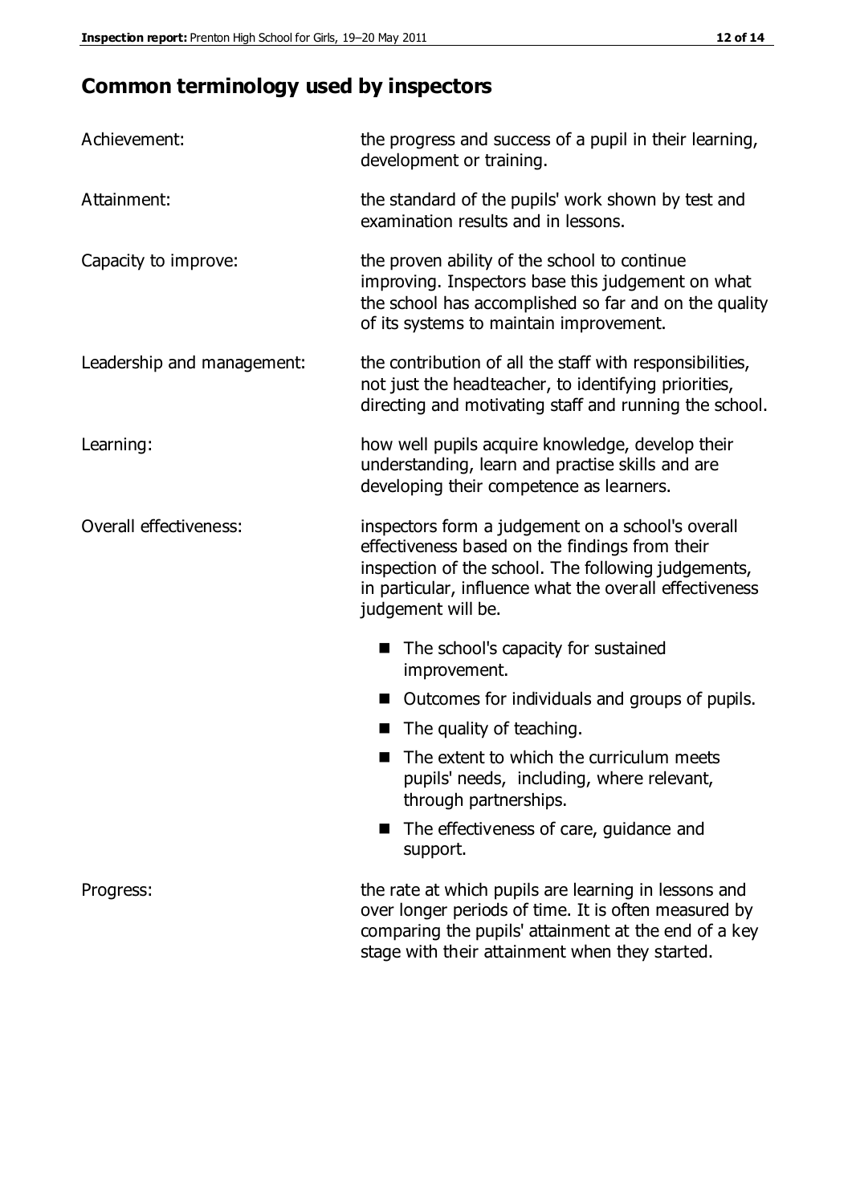## Common terminology used by inspectors

| | |
|---|---|
| Achievement: | the progress and success of a pupil in their learning, development or training. |
| Attainment: | the standard of the pupils' work shown by test and examination results and in lessons. |
| Capacity to improve: | the proven ability of the school to continue improving. Inspectors base this judgement on what the school has accomplished so far and on the quality of its systems to maintain improvement. |
| Leadership and management: | the contribution of all the staff with responsibilities, not just the headteacher, to identifying priorities, directing and motivating staff and running the school. |
| Learning: | how well pupils acquire knowledge, develop their understanding, learn and practise skills and are developing their competence as learners. |
| Overall effectiveness: | inspectors form a judgement on a school's overall effectiveness based on the findings from their inspection of the school. The following judgements, in particular, influence what the overall effectiveness judgement will be. |

- The school's capacity for sustained improvement.
- Outcomes for individuals and groups of pupils.
- The quality of teaching.
- The extent to which the curriculum meets pupils' needs, including, where relevant, through partnerships.
- The effectiveness of care, guidance and support.

| | |
|---|---|
| Progress: | the rate at which pupils are learning in lessons and over longer periods of time. It is often measured by comparing the pupils' attainment at the end of a key stage with their attainment when they started. |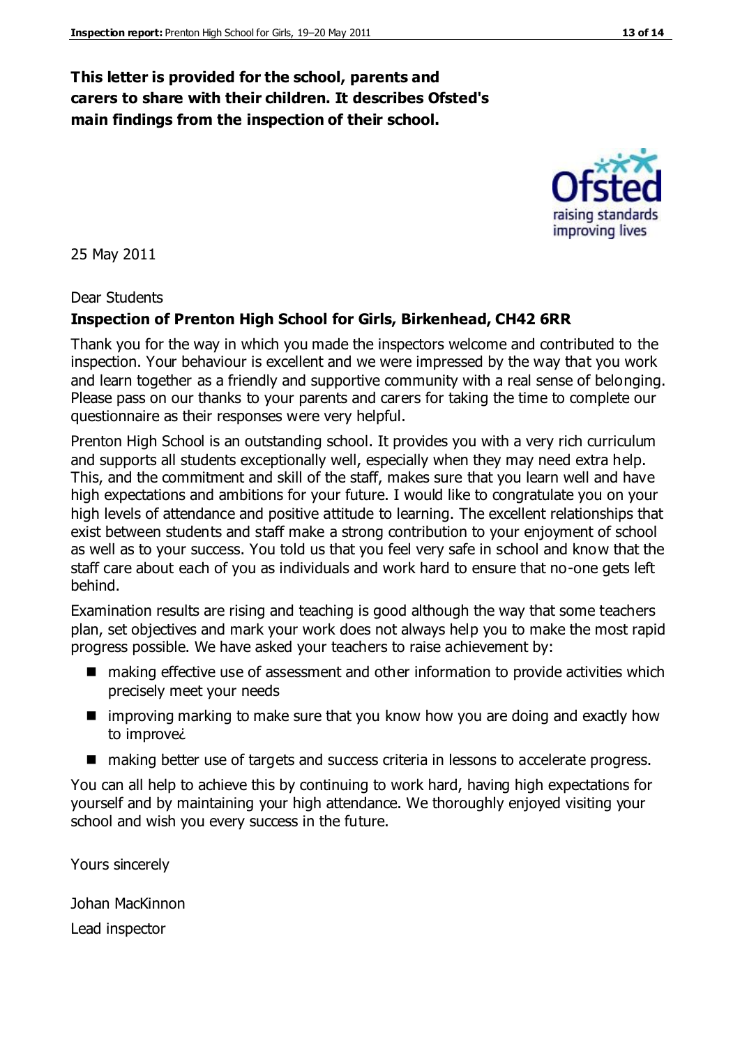**This letter is provided for the school, parents and carers to share with their children. It describes Ofsted's main findings from the inspection of their school.**

25 May 2011

Dear Students

**Inspection of Prenton High School for Girls, Birkenhead, CH42 6RR**

Thank you for the way in which you made the inspectors welcome and contributed to the inspection. Your behaviour is excellent and we were impressed by the way that you work and learn together as a friendly and supportive community with a real sense of belonging. Please pass on our thanks to your parents and carers for taking the time to complete our questionnaire as their responses were very helpful.

Prenton High School is an outstanding school. It provides you with a very rich curriculum and supports all students exceptionally well, especially when they may need extra help. This, and the commitment and skill of the staff, makes sure that you learn well and have high expectations and ambitions for your future. I would like to congratulate you on your high levels of attendance and positive attitude to learning. The excellent relationships that exist between students and staff make a strong contribution to your enjoyment of school as well as to your success. You told us that you feel very safe in school and know that the staff care about each of you as individuals and work hard to ensure that no-one gets left behind.

Examination results are rising and teaching is good although the way that some teachers plan, set objectives and mark your work does not always help you to make the most rapid progress possible. We have asked your teachers to raise achievement by:

- making effective use of assessment and other information to provide activities which precisely meet your needs
- improving marking to make sure that you know how you are doing and exactly how to improve¿
- making better use of targets and success criteria in lessons to accelerate progress.

You can all help to achieve this by continuing to work hard, having high expectations for yourself and by maintaining your high attendance. We thoroughly enjoyed visiting your school and wish you every success in the future.

Yours sincerely

Johan MacKinnon

Lead inspector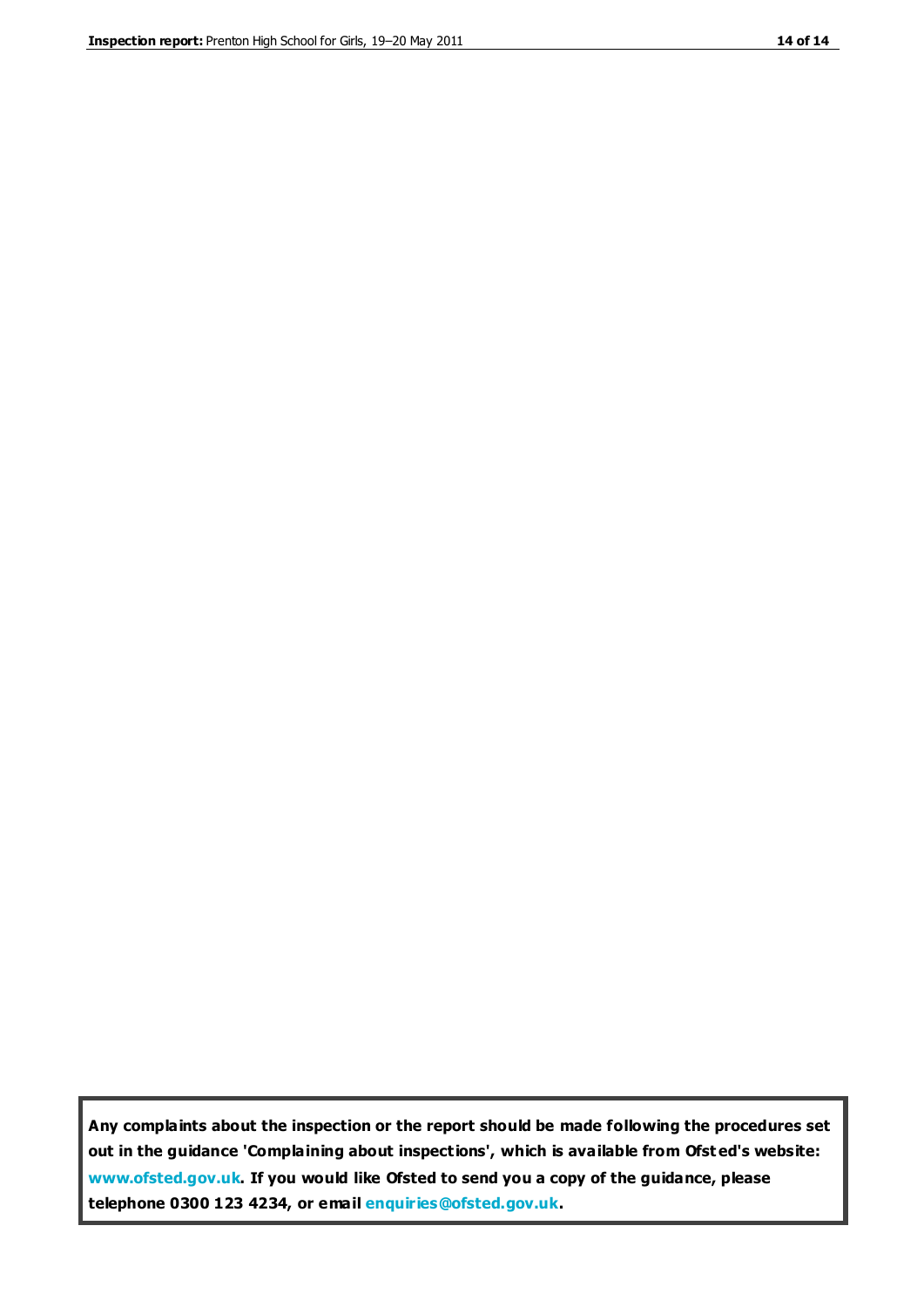**Any complaints about the inspection or the report should be made following the procedures set out in the guidance 'Complaining about inspections', which is available from Ofsted's website: www.ofsted.gov.uk. If you would like Ofsted to send you a copy of the guidance, please telephone 0300 123 4234, or email enquiries@ofsted.gov.uk.**